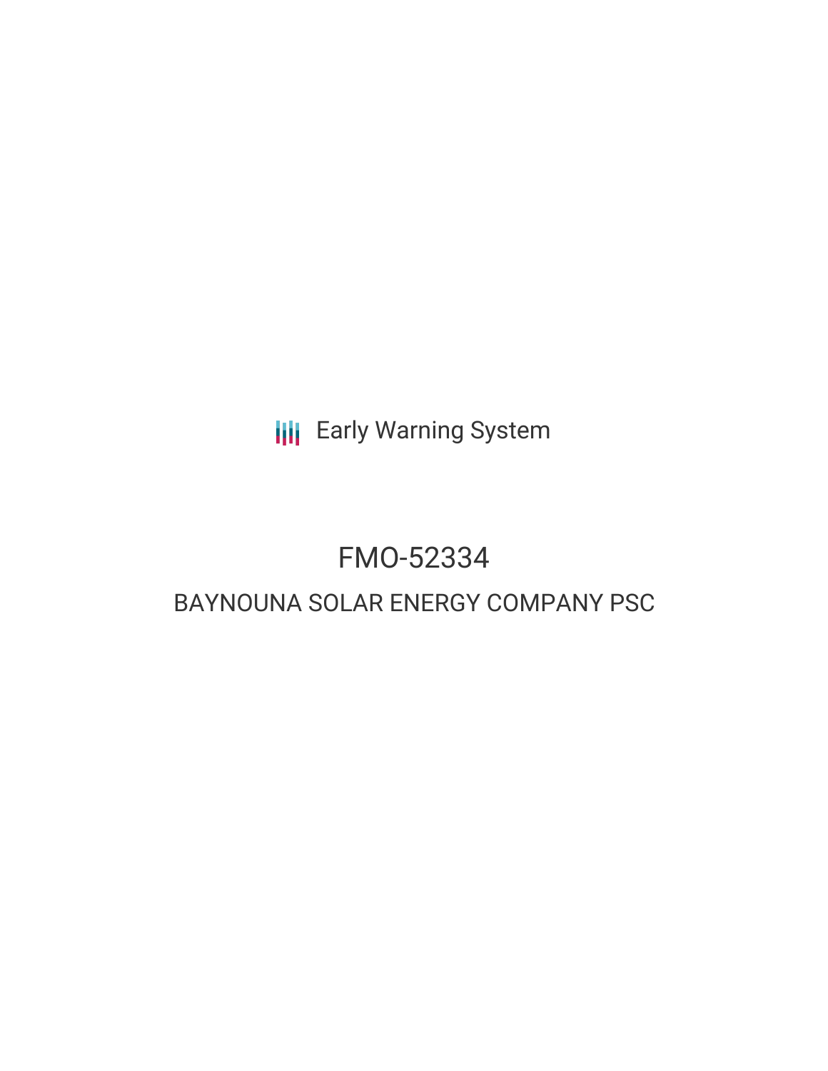Early Warning System

# FMO-52334

## BAYNOUNA SOLAR ENERGY COMPANY PSC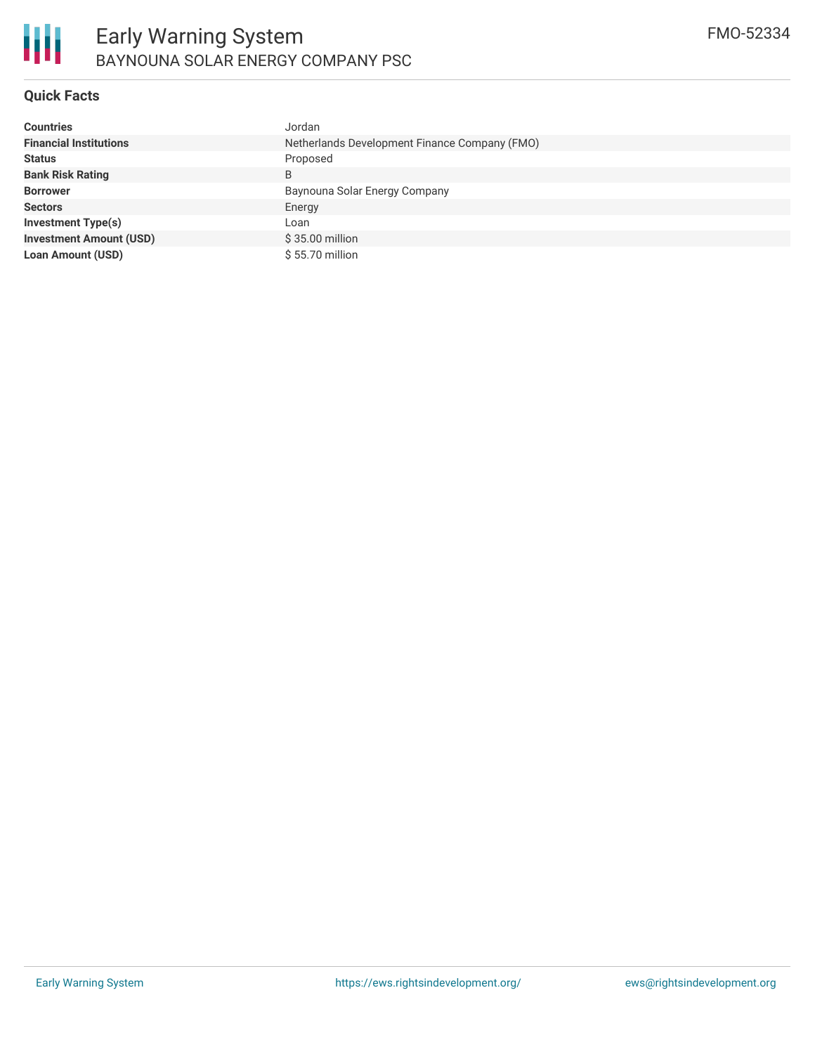# Early Warning System

## BAYNOUNA SOLAR ENERGY COMPANY PSC

FMO-52334

### Quick Facts

| | |
|---|---|
| **Countries** | Jordan |
| **Financial Institutions** | Netherlands Development Finance Company (FMO) |
| **Status** | Proposed |
| **Bank Risk Rating** | B |
| **Borrower** | Baynouna Solar Energy Company |
| **Sectors** | Energy |
| **Investment Type(s)** | Loan |
| **Investment Amount (USD)** | $ 35.00 million |
| **Loan Amount (USD)** | $ 55.70 million |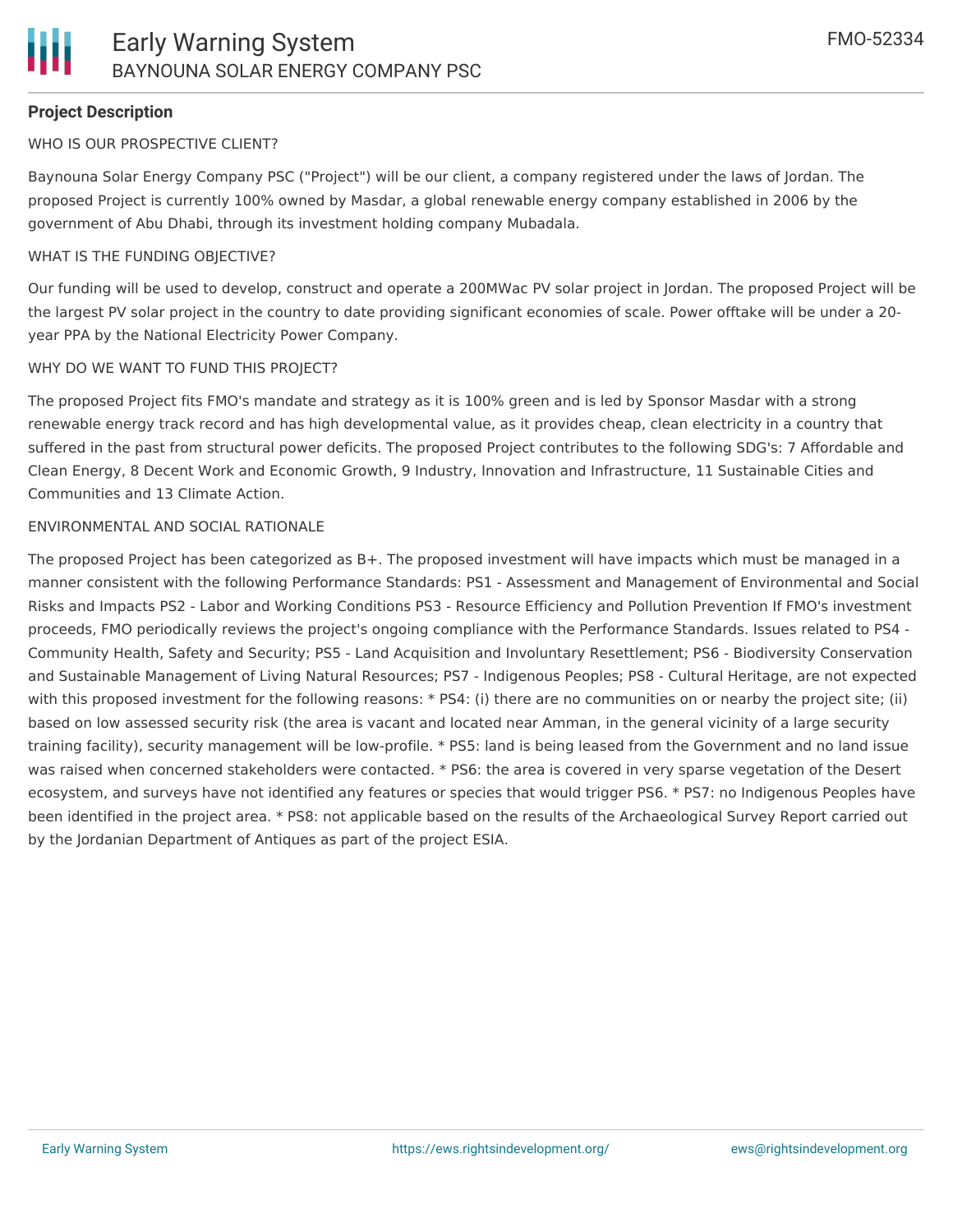**Project Description**

WHO IS OUR PROSPECTIVE CLIENT?

Baynouna Solar Energy Company PSC ("Project") will be our client, a company registered under the laws of Jordan. The proposed Project is currently 100% owned by Masdar, a global renewable energy company established in 2006 by the government of Abu Dhabi, through its investment holding company Mubadala.

WHAT IS THE FUNDING OBJECTIVE?

Our funding will be used to develop, construct and operate a 200MWac PV solar project in Jordan. The proposed Project will be the largest PV solar project in the country to date providing significant economies of scale. Power offtake will be under a 20-year PPA by the National Electricity Power Company.

WHY DO WE WANT TO FUND THIS PROJECT?

The proposed Project fits FMO's mandate and strategy as it is 100% green and is led by Sponsor Masdar with a strong renewable energy track record and has high developmental value, as it provides cheap, clean electricity in a country that suffered in the past from structural power deficits. The proposed Project contributes to the following SDG's: 7 Affordable and Clean Energy, 8 Decent Work and Economic Growth, 9 Industry, Innovation and Infrastructure, 11 Sustainable Cities and Communities and 13 Climate Action.

ENVIRONMENTAL AND SOCIAL RATIONALE

The proposed Project has been categorized as B+. The proposed investment will have impacts which must be managed in a manner consistent with the following Performance Standards: PS1 - Assessment and Management of Environmental and Social Risks and Impacts PS2 - Labor and Working Conditions PS3 - Resource Efficiency and Pollution Prevention If FMO's investment proceeds, FMO periodically reviews the project's ongoing compliance with the Performance Standards. Issues related to PS4 - Community Health, Safety and Security; PS5 - Land Acquisition and Involuntary Resettlement; PS6 - Biodiversity Conservation and Sustainable Management of Living Natural Resources; PS7 - Indigenous Peoples; PS8 - Cultural Heritage, are not expected with this proposed investment for the following reasons: * PS4: (i) there are no communities on or nearby the project site; (ii) based on low assessed security risk (the area is vacant and located near Amman, in the general vicinity of a large security training facility), security management will be low-profile. * PS5: land is being leased from the Government and no land issue was raised when concerned stakeholders were contacted. * PS6: the area is covered in very sparse vegetation of the Desert ecosystem, and surveys have not identified any features or species that would trigger PS6. * PS7: no Indigenous Peoples have been identified in the project area. * PS8: not applicable based on the results of the Archaeological Survey Report carried out by the Jordanian Department of Antiques as part of the project ESIA.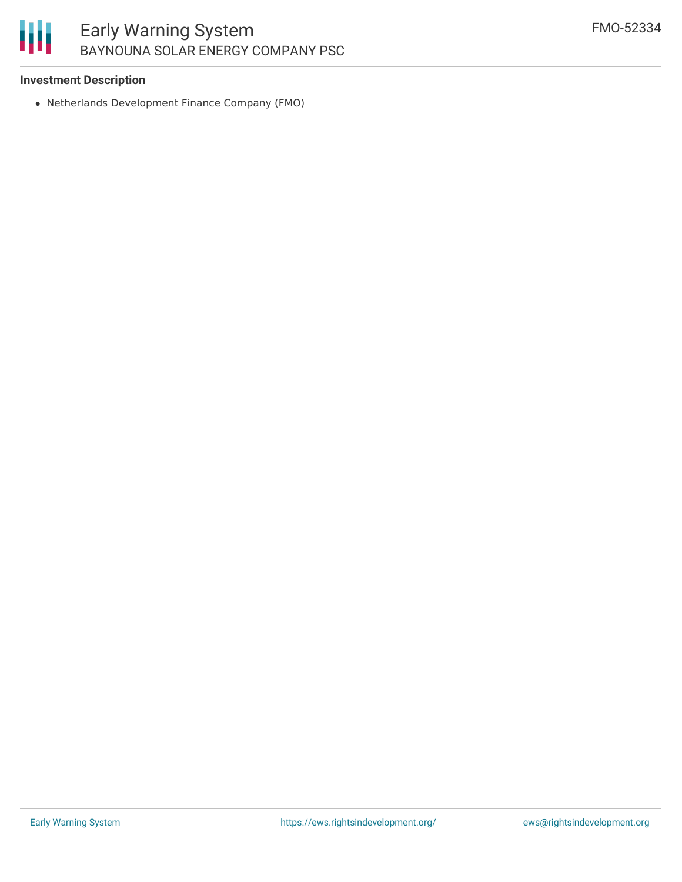**Investment Description**

- Netherlands Development Finance Company (FMO)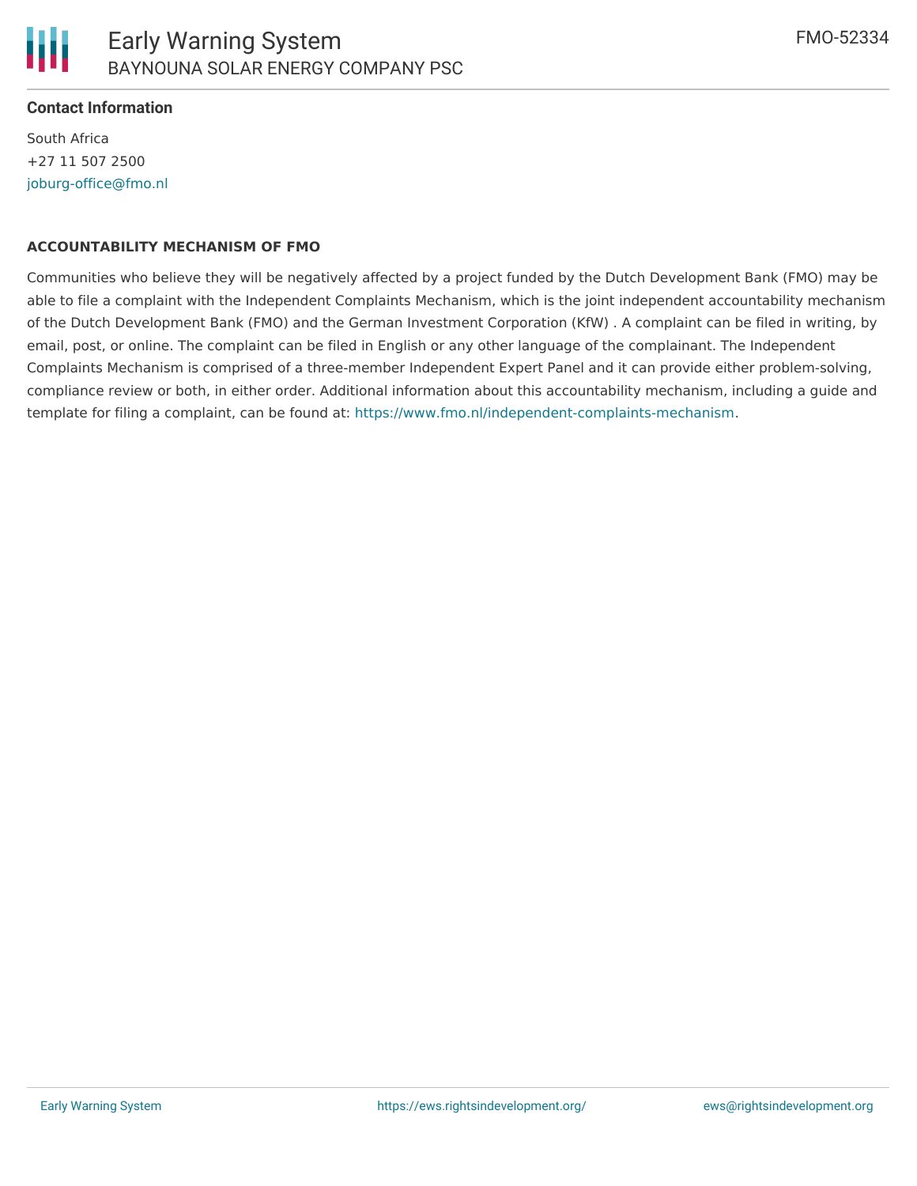**Contact Information**

South Africa
+27 11 507 2500
joburg-office@fmo.nl

**ACCOUNTABILITY MECHANISM OF FMO**

Communities who believe they will be negatively affected by a project funded by the Dutch Development Bank (FMO) may be able to file a complaint with the Independent Complaints Mechanism, which is the joint independent accountability mechanism of the Dutch Development Bank (FMO) and the German Investment Corporation (KfW) . A complaint can be filed in writing, by email, post, or online. The complaint can be filed in English or any other language of the complainant. The Independent Complaints Mechanism is comprised of a three-member Independent Expert Panel and it can provide either problem-solving, compliance review or both, in either order. Additional information about this accountability mechanism, including a guide and template for filing a complaint, can be found at: https://www.fmo.nl/independent-complaints-mechanism.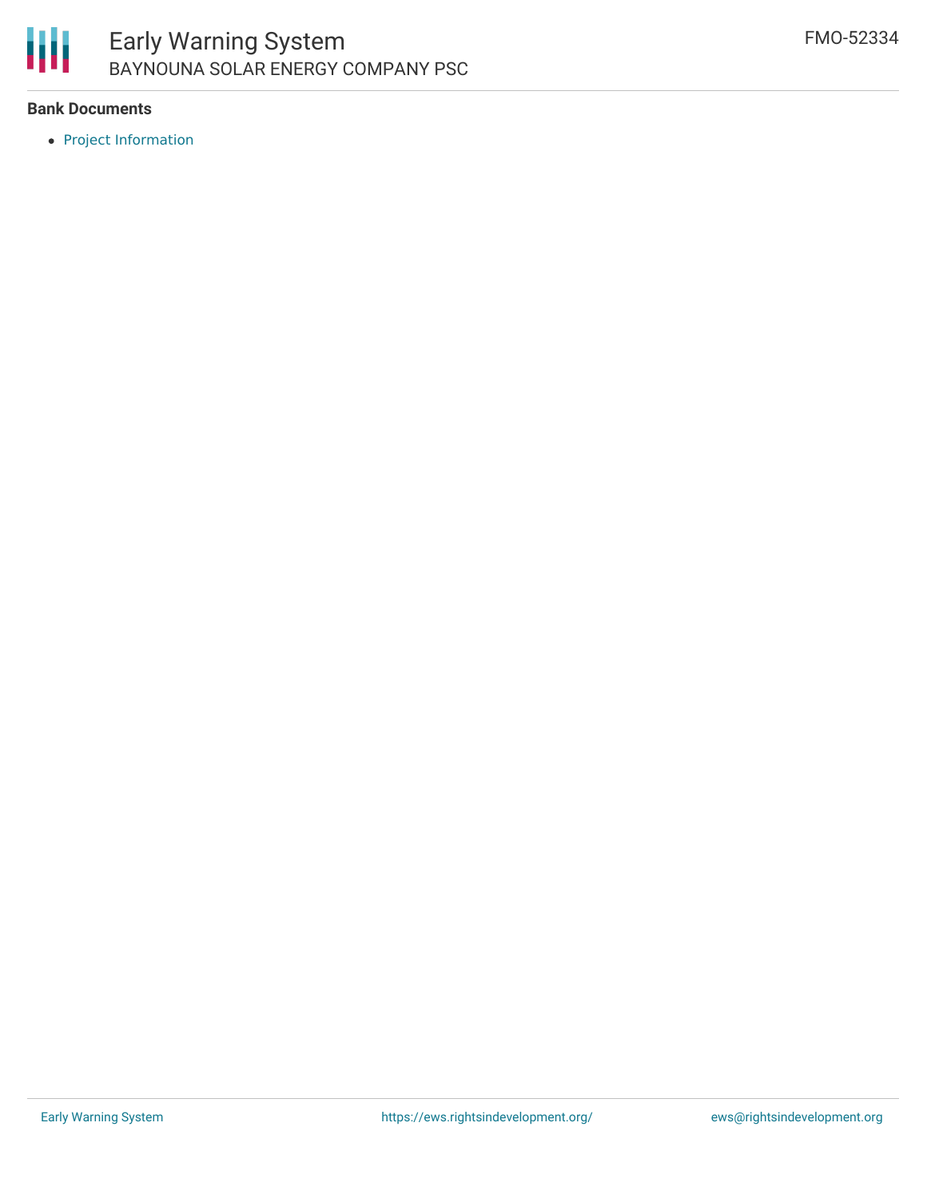**Bank Documents**

- Project Information